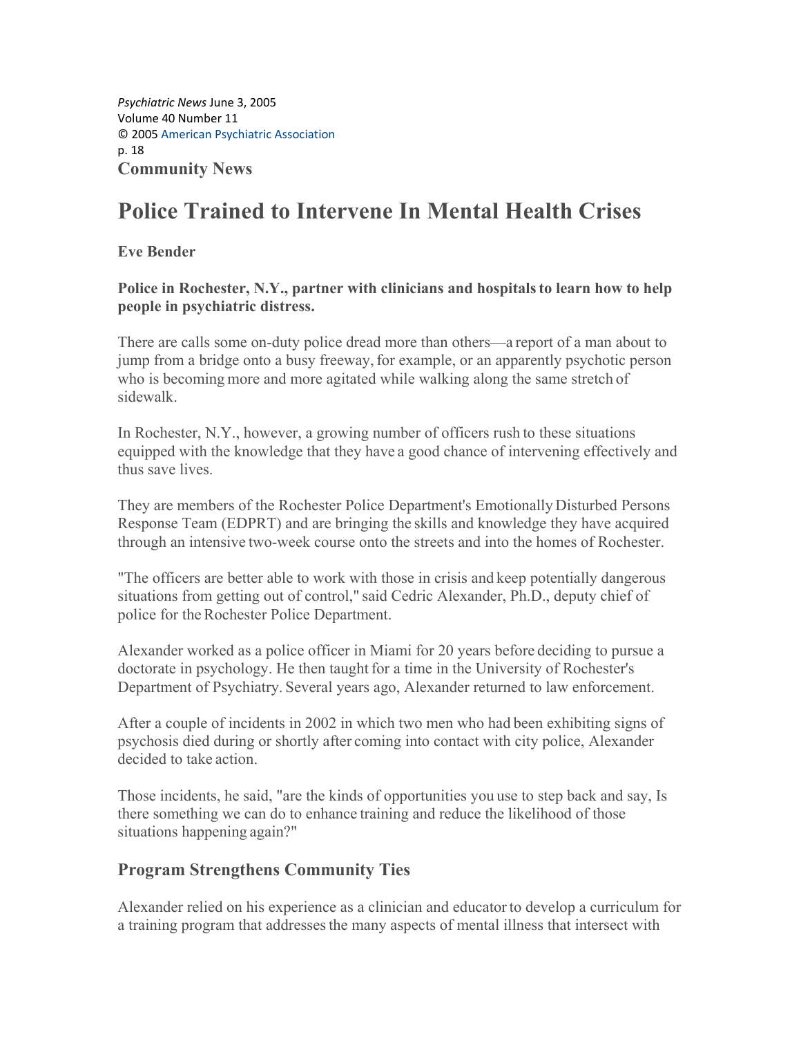*Psychiatric News* June 3, 2005
Volume 40 Number 11
© 2005 American Psychiatric Association
p. 18

**Community News**

# Police Trained to Intervene In Mental Health Crises

**Eve Bender**

**Police in Rochester, N.Y., partner with clinicians and hospitals to learn how to help people in psychiatric distress.**

There are calls some on-duty police dread more than others—a report of a man about to jump from a bridge onto a busy freeway, for example, or an apparently psychotic person who is becoming more and more agitated while walking along the same stretch of sidewalk.

In Rochester, N.Y., however, a growing number of officers rush to these situations equipped with the knowledge that they have a good chance of intervening effectively and thus save lives.

They are members of the Rochester Police Department's Emotionally Disturbed Persons Response Team (EDPRT) and are bringing the skills and knowledge they have acquired through an intensive two-week course onto the streets and into the homes of Rochester.

"The officers are better able to work with those in crisis and keep potentially dangerous situations from getting out of control," said Cedric Alexander, Ph.D., deputy chief of police for the Rochester Police Department.

Alexander worked as a police officer in Miami for 20 years before deciding to pursue a doctorate in psychology. He then taught for a time in the University of Rochester's Department of Psychiatry. Several years ago, Alexander returned to law enforcement.

After a couple of incidents in 2002 in which two men who had been exhibiting signs of psychosis died during or shortly after coming into contact with city police, Alexander decided to take action.

Those incidents, he said, "are the kinds of opportunities you use to step back and say, Is there something we can do to enhance training and reduce the likelihood of those situations happening again?"

## Program Strengthens Community Ties

Alexander relied on his experience as a clinician and educator to develop a curriculum for a training program that addresses the many aspects of mental illness that intersect with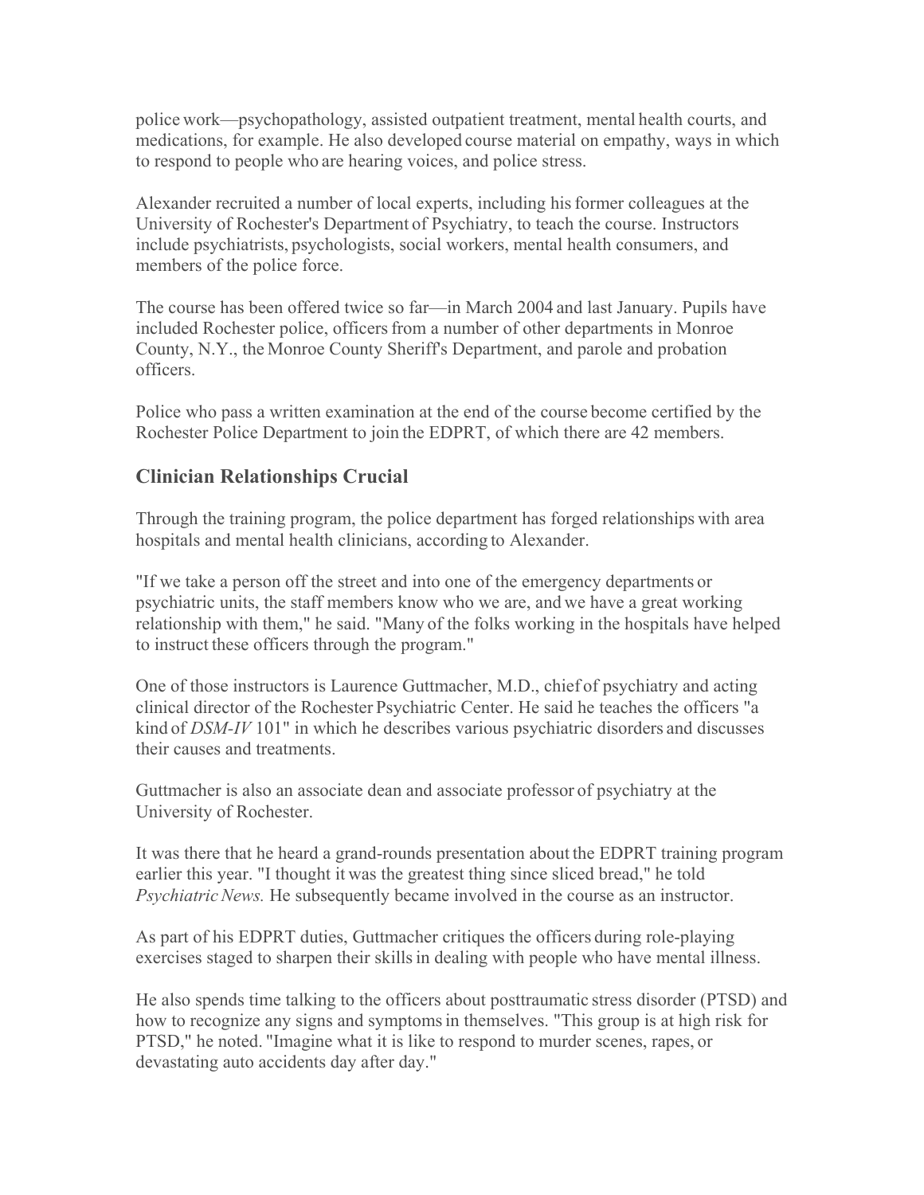police work—psychopathology, assisted outpatient treatment, mental health courts, and medications, for example. He also developed course material on empathy, ways in which to respond to people who are hearing voices, and police stress.

Alexander recruited a number of local experts, including his former colleagues at the University of Rochester's Department of Psychiatry, to teach the course. Instructors include psychiatrists, psychologists, social workers, mental health consumers, and members of the police force.

The course has been offered twice so far—in March 2004 and last January. Pupils have included Rochester police, officers from a number of other departments in Monroe County, N.Y., the Monroe County Sheriff's Department, and parole and probation officers.

Police who pass a written examination at the end of the course become certified by the Rochester Police Department to join the EDPRT, of which there are 42 members.

## Clinician Relationships Crucial

Through the training program, the police department has forged relationships with area hospitals and mental health clinicians, according to Alexander.

"If we take a person off the street and into one of the emergency departments or psychiatric units, the staff members know who we are, and we have a great working relationship with them," he said. "Many of the folks working in the hospitals have helped to instruct these officers through the program."

One of those instructors is Laurence Guttmacher, M.D., chief of psychiatry and acting clinical director of the Rochester Psychiatric Center. He said he teaches the officers "a kind of *DSM-IV* 101" in which he describes various psychiatric disorders and discusses their causes and treatments.

Guttmacher is also an associate dean and associate professor of psychiatry at the University of Rochester.

It was there that he heard a grand-rounds presentation about the EDPRT training program earlier this year. "I thought it was the greatest thing since sliced bread," he told *Psychiatric News.* He subsequently became involved in the course as an instructor.

As part of his EDPRT duties, Guttmacher critiques the officers during role-playing exercises staged to sharpen their skills in dealing with people who have mental illness.

He also spends time talking to the officers about posttraumatic stress disorder (PTSD) and how to recognize any signs and symptoms in themselves. "This group is at high risk for PTSD," he noted. "Imagine what it is like to respond to murder scenes, rapes, or devastating auto accidents day after day."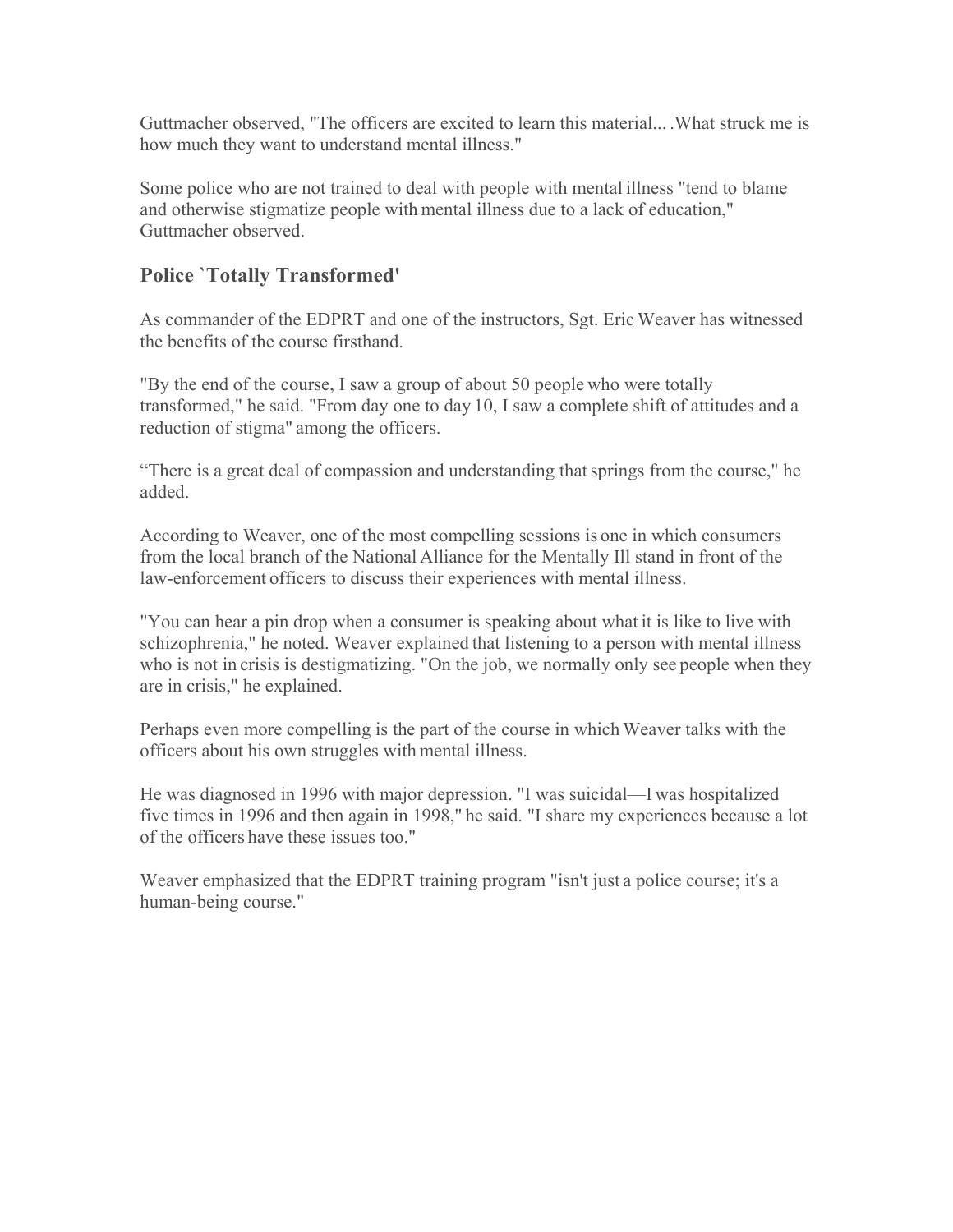Guttmacher observed, "The officers are excited to learn this material... .What struck me is how much they want to understand mental illness."

Some police who are not trained to deal with people with mental illness "tend to blame and otherwise stigmatize people with mental illness due to a lack of education," Guttmacher observed.

## Police `Totally Transformed'

As commander of the EDPRT and one of the instructors, Sgt. Eric Weaver has witnessed the benefits of the course firsthand.

"By the end of the course, I saw a group of about 50 people who were totally transformed," he said. "From day one to day 10, I saw a complete shift of attitudes and a reduction of stigma" among the officers.

“There is a great deal of compassion and understanding that springs from the course," he added.

According to Weaver, one of the most compelling sessions is one in which consumers from the local branch of the National Alliance for the Mentally Ill stand in front of the law-enforcement officers to discuss their experiences with mental illness.

"You can hear a pin drop when a consumer is speaking about what it is like to live with schizophrenia," he noted. Weaver explained that listening to a person with mental illness who is not in crisis is destigmatizing. "On the job, we normally only see people when they are in crisis," he explained.

Perhaps even more compelling is the part of the course in which Weaver talks with the officers about his own struggles with mental illness.

He was diagnosed in 1996 with major depression. "I was suicidal—I was hospitalized five times in 1996 and then again in 1998," he said. "I share my experiences because a lot of the officers have these issues too."

Weaver emphasized that the EDPRT training program "isn't just a police course; it's a human-being course."